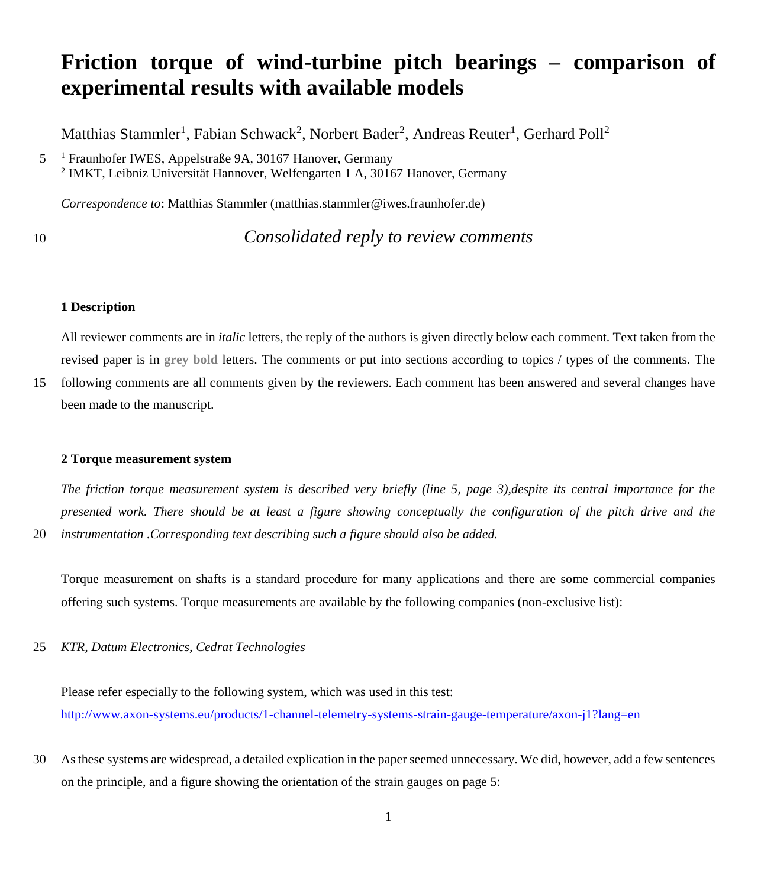# Friction torque of wind-turbine pitch bearings – comparison of experimental results with available models

Matthias Stammler[1], Fabian Schwack[2], Norbert Bader[2], Andreas Reuter[1], Gerhard Poll[2]

[1] Fraunhofer IWES, Appelstraße 9A, 30167 Hanover, Germany
[2] IMKT, Leibniz Universität Hannover, Welfengarten 1 A, 30167 Hanover, Germany

*Correspondence to*: Matthias Stammler (matthias.stammler@iwes.fraunhofer.de)

*Consolidated reply to review comments*

## 1 Description

All reviewer comments are in *italic* letters, the reply of the authors is given directly below each comment. Text taken from the revised paper is in **grey bold** letters. The comments or put into sections according to topics / types of the comments. The following comments are all comments given by the reviewers. Each comment has been answered and several changes have been made to the manuscript.

## 2 Torque measurement system

*The friction torque measurement system is described very briefly (line 5, page 3),despite its central importance for the presented work. There should be at least a figure showing conceptually the configuration of the pitch drive and the instrumentation .Corresponding text describing such a figure should also be added.*

Torque measurement on shafts is a standard procedure for many applications and there are some commercial companies offering such systems. Torque measurements are available by the following companies (non-exclusive list):

*KTR, Datum Electronics, Cedrat Technologies*

Please refer especially to the following system, which was used in this test:
http://www.axon-systems.eu/products/1-channel-telemetry-systems-strain-gauge-temperature/axon-j1?lang=en

As these systems are widespread, a detailed explication in the paper seemed unnecessary. We did, however, add a few sentences on the principle, and a figure showing the orientation of the strain gauges on page 5: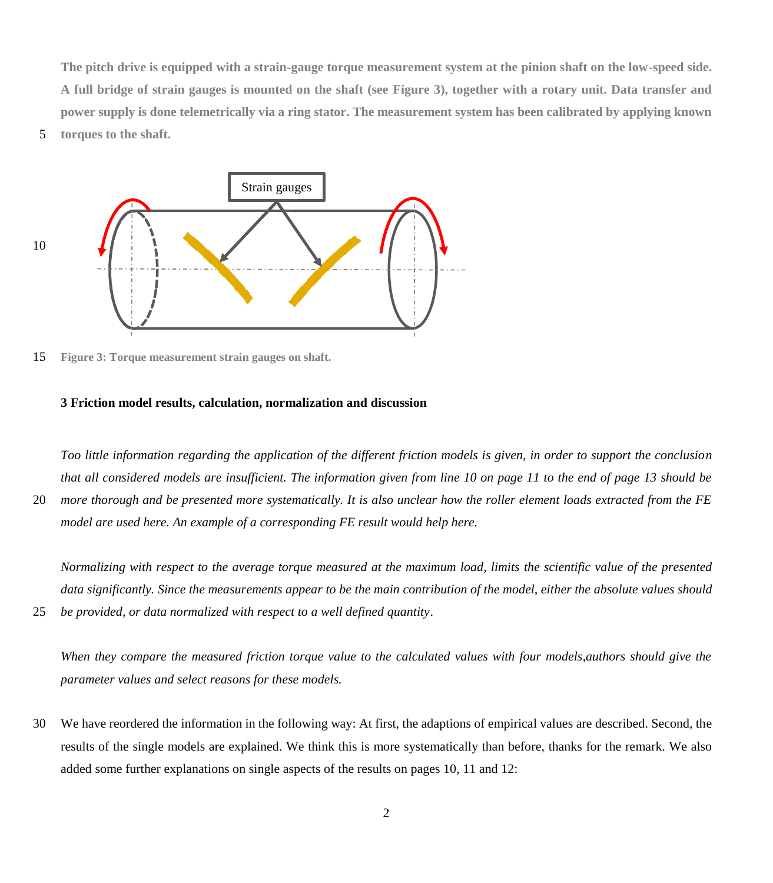**The pitch drive is equipped with a strain-gauge torque measurement system at the pinion shaft on the low-speed side. A full bridge of strain gauges is mounted on the shaft (see Figure 3), together with a rotary unit. Data transfer and power supply is done telemetrically via a ring stator. The measurement system has been calibrated by applying known torques to the shaft.**

Strain gauges

**Figure 3: Torque measurement strain gauges on shaft.**

### 3 Friction model results, calculation, normalization and discussion

*Too little information regarding the application of the different friction models is given, in order to support the conclusion that all considered models are insufficient. The information given from line 10 on page 11 to the end of page 13 should be more thorough and be presented more systematically. It is also unclear how the roller element loads extracted from the FE model are used here. An example of a corresponding FE result would help here.*

*Normalizing with respect to the average torque measured at the maximum load, limits the scientific value of the presented data significantly. Since the measurements appear to be the main contribution of the model, either the absolute values should be provided, or data normalized with respect to a well defined quantity.*

*When they compare the measured friction torque value to the calculated values with four models,authors should give the parameter values and select reasons for these models.*

We have reordered the information in the following way: At first, the adaptions of empirical values are described. Second, the results of the single models are explained. We think this is more systematically than before, thanks for the remark. We also added some further explanations on single aspects of the results on pages 10, 11 and 12: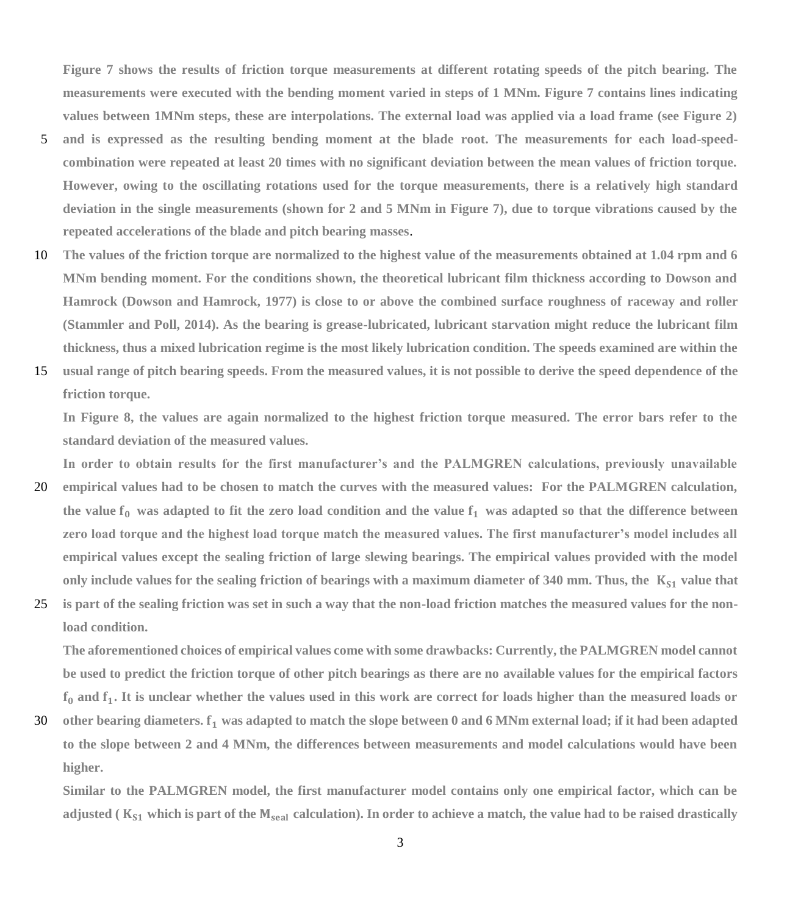Figure 7 shows the results of friction torque measurements at different rotating speeds of the pitch bearing. The measurements were executed with the bending moment varied in steps of 1 MNm. Figure 7 contains lines indicating values between 1MNm steps, these are interpolations. The external load was applied via a load frame (see Figure 2) and is expressed as the resulting bending moment at the blade root. The measurements for each load-speed-combination were repeated at least 20 times with no significant deviation between the mean values of friction torque. However, owing to the oscillating rotations used for the torque measurements, there is a relatively high standard deviation in the single measurements (shown for 2 and 5 MNm in Figure 7), due to torque vibrations caused by the repeated accelerations of the blade and pitch bearing masses.

The values of the friction torque are normalized to the highest value of the measurements obtained at 1.04 rpm and 6 MNm bending moment. For the conditions shown, the theoretical lubricant film thickness according to Dowson and Hamrock (Dowson and Hamrock, 1977) is close to or above the combined surface roughness of raceway and roller (Stammler and Poll, 2014). As the bearing is grease-lubricated, lubricant starvation might reduce the lubricant film thickness, thus a mixed lubrication regime is the most likely lubrication condition. The speeds examined are within the usual range of pitch bearing speeds. From the measured values, it is not possible to derive the speed dependence of the friction torque.

In Figure 8, the values are again normalized to the highest friction torque measured. The error bars refer to the standard deviation of the measured values.

In order to obtain results for the first manufacturer's and the PALMGREN calculations, previously unavailable empirical values had to be chosen to match the curves with the measured values: For the PALMGREN calculation, the value $f_0$ was adapted to fit the zero load condition and the value $f_1$ was adapted so that the difference between zero load torque and the highest load torque match the measured values. The first manufacturer's model includes all empirical values except the sealing friction of large slewing bearings. The empirical values provided with the model only include values for the sealing friction of bearings with a maximum diameter of 340 mm. Thus, the $K_{S1}$ value that is part of the sealing friction was set in such a way that the non-load friction matches the measured values for the non-load condition.

The aforementioned choices of empirical values come with some drawbacks: Currently, the PALMGREN model cannot be used to predict the friction torque of other pitch bearings as there are no available values for the empirical factors $f_0$ and $f_1$. It is unclear whether the values used in this work are correct for loads higher than the measured loads or other bearing diameters. $f_1$ was adapted to match the slope between 0 and 6 MNm external load; if it had been adapted to the slope between 2 and 4 MNm, the differences between measurements and model calculations would have been higher.

Similar to the PALMGREN model, the first manufacturer model contains only one empirical factor, which can be adjusted ( $K_{S1}$ which is part of the $M_{seal}$ calculation). In order to achieve a match, the value had to be raised drastically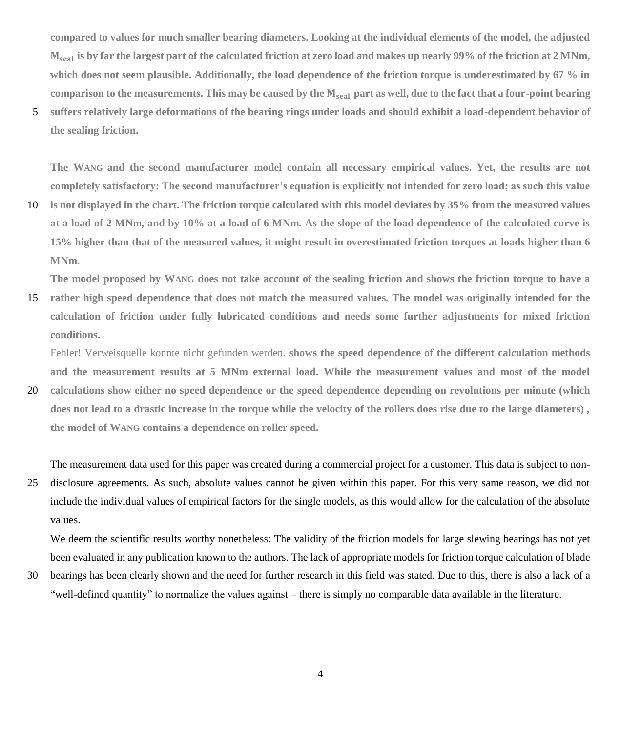**compared to values for much smaller bearing diameters. Looking at the individual elements of the model, the adjusted $M_{seal}$ is by far the largest part of the calculated friction at zero load and makes up nearly 99% of the friction at 2 MNm, which does not seem plausible. Additionally, the load dependence of the friction torque is underestimated by 67 % in comparison to the measurements. This may be caused by the $M_{seal}$ part as well, due to the fact that a four-point bearing suffers relatively large deformations of the bearing rings under loads and should exhibit a load-dependent behavior of the sealing friction.**

**The WANG and the second manufacturer model contain all necessary empirical values. Yet, the results are not completely satisfactory: The second manufacturer's equation is explicitly not intended for zero load; as such this value is not displayed in the chart. The friction torque calculated with this model deviates by 35% from the measured values at a load of 2 MNm, and by 10% at a load of 6 MNm. As the slope of the load dependence of the calculated curve is 15% higher than that of the measured values, it might result in overestimated friction torques at loads higher than 6 MNm.**

**The model proposed by WANG does not take account of the sealing friction and shows the friction torque to have a rather high speed dependence that does not match the measured values. The model was originally intended for the calculation of friction under fully lubricated conditions and needs some further adjustments for mixed friction conditions.**

Fehler! Verweisquelle konnte nicht gefunden werden. **shows the speed dependence of the different calculation methods and the measurement results at 5 MNm external load. While the measurement values and most of the model calculations show either no speed dependence or the speed dependence depending on revolutions per minute (which does not lead to a drastic increase in the torque while the velocity of the rollers does rise due to the large diameters) , the model of WANG contains a dependence on roller speed.**

The measurement data used for this paper was created during a commercial project for a customer. This data is subject to non-disclosure agreements. As such, absolute values cannot be given within this paper. For this very same reason, we did not include the individual values of empirical factors for the single models, as this would allow for the calculation of the absolute values.

We deem the scientific results worthy nonetheless: The validity of the friction models for large slewing bearings has not yet been evaluated in any publication known to the authors. The lack of appropriate models for friction torque calculation of blade bearings has been clearly shown and the need for further research in this field was stated. Due to this, there is also a lack of a "well-defined quantity" to normalize the values against – there is simply no comparable data available in the literature.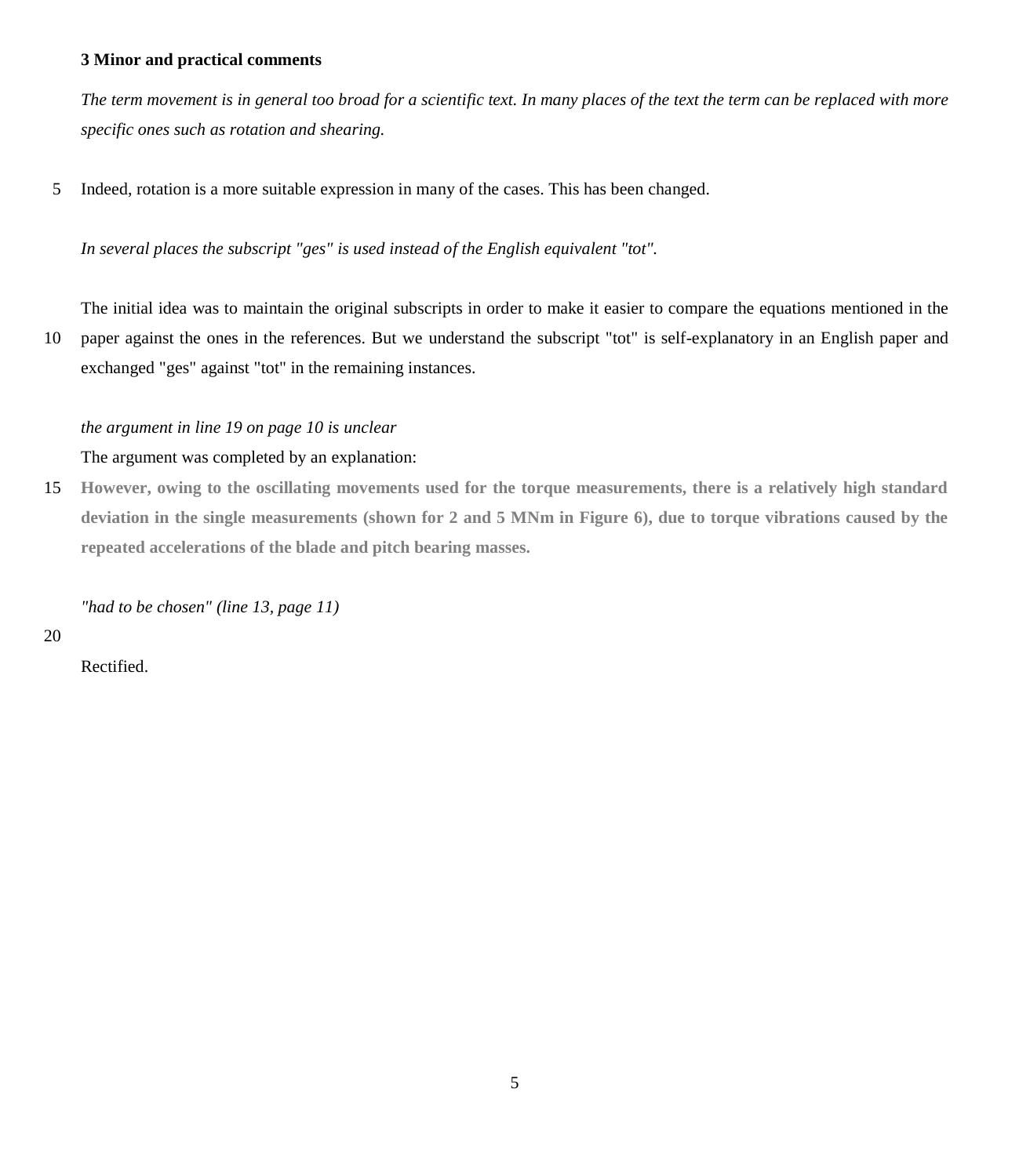**3 Minor and practical comments**

*The term movement is in general too broad for a scientific text. In many places of the text the term can be replaced with more specific ones such as rotation and shearing.*

Indeed, rotation is a more suitable expression in many of the cases. This has been changed.

*In several places the subscript "ges" is used instead of the English equivalent "tot".*

The initial idea was to maintain the original subscripts in order to make it easier to compare the equations mentioned in the paper against the ones in the references. But we understand the subscript "tot" is self-explanatory in an English paper and exchanged "ges" against "tot" in the remaining instances.

*the argument in line 19 on page 10 is unclear*

The argument was completed by an explanation:

**However, owing to the oscillating movements used for the torque measurements, there is a relatively high standard deviation in the single measurements (shown for 2 and 5 MNm in Figure 6), due to torque vibrations caused by the repeated accelerations of the blade and pitch bearing masses.**

*"had to be chosen" (line 13, page 11)*

Rectified.